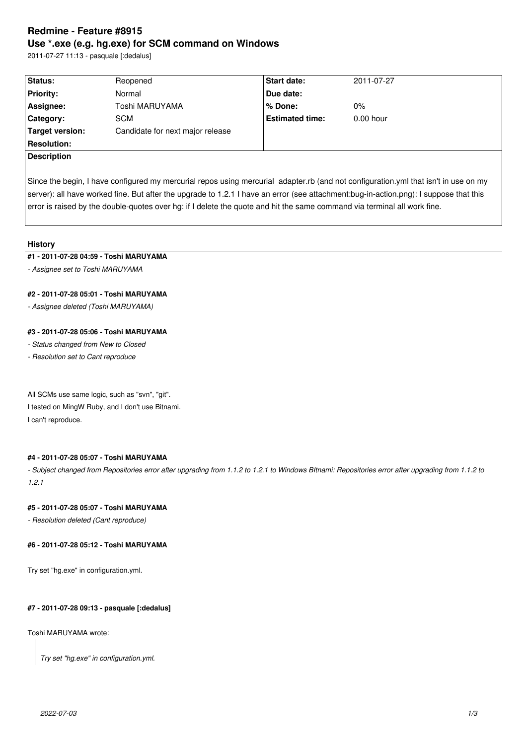# Redmine - Feature #8915

## Use *.exe (e.g. hg.exe) for SCM command on Windows

2011-07-27 11:13 - pasquale [:dedalus]

| | | | |
|---|---|---|---|
| **Status:** | Reopened | **Start date:** | 2011-07-27 |
| **Priority:** | Normal | **Due date:** | |
| **Assignee:** | Toshi MARUYAMA | **% Done:** | 0% |
| **Category:** | SCM | **Estimated time:** | 0.00 hour |
| **Target version:** | Candidate for next major release | | |
| **Resolution:** | | | |

**Description**

Since the begin, I have configured my mercurial repos using mercurial_adapter.rb (and not configuration.yml that isn't in use on my server): all have worked fine. But after the upgrade to 1.2.1 I have an error (see attachment:bug-in-action.png): I suppose that this error is raised by the double-quotes over hg: if I delete the quote and hit the same command via terminal all work fine.

### History

#### #1 - 2011-07-28 04:59 - Toshi MARUYAMA

*- Assignee set to Toshi MARUYAMA*

#### #2 - 2011-07-28 05:01 - Toshi MARUYAMA

*- Assignee deleted (Toshi MARUYAMA)*

#### #3 - 2011-07-28 05:06 - Toshi MARUYAMA

*- Status changed from New to Closed*

*- Resolution set to Cant reproduce*

All SCMs use same logic, such as "svn", "git".
I tested on MingW Ruby, and I don't use Bitnami.
I can't reproduce.

#### #4 - 2011-07-28 05:07 - Toshi MARUYAMA

*- Subject changed from Repositories error after upgrading from 1.1.2 to 1.2.1 to Windows BItnami: Repositories error after upgrading from 1.1.2 to 1.2.1*

#### #5 - 2011-07-28 05:07 - Toshi MARUYAMA

*- Resolution deleted (Cant reproduce)*

#### #6 - 2011-07-28 05:12 - Toshi MARUYAMA

Try set "hg.exe" in configuration.yml.

#### #7 - 2011-07-28 09:13 - pasquale [:dedalus]

Toshi MARUYAMA wrote:

> *Try set "hg.exe" in configuration.yml.*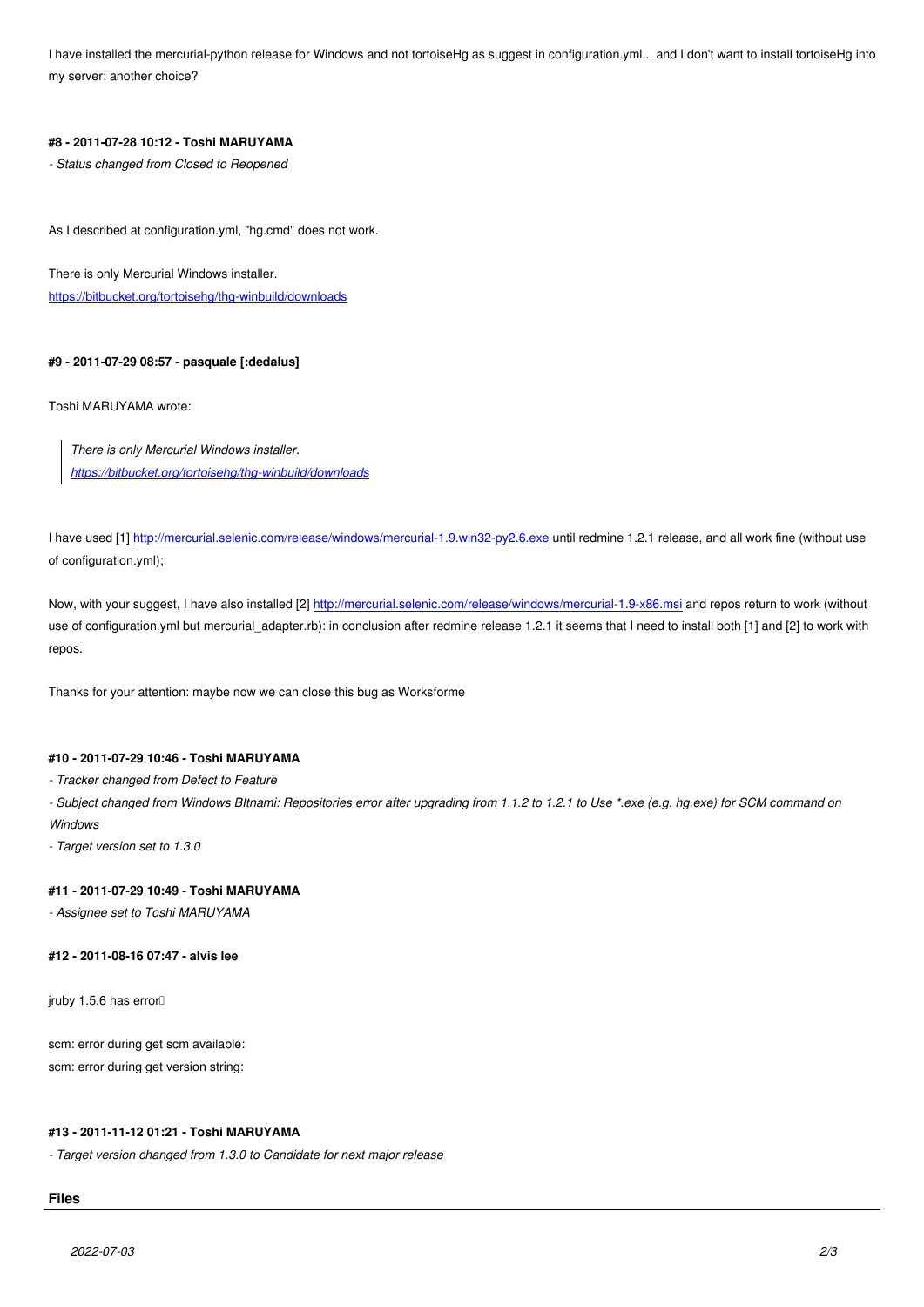I have installed the mercurial-python release for Windows and not tortoiseHg as suggest in configuration.yml... and I don't want to install tortoiseHg into my server: another choice?

#### #8 - 2011-07-28 10:12 - Toshi MARUYAMA

*- Status changed from Closed to Reopened*

As I described at configuration.yml, "hg.cmd" does not work.

There is only Mercurial Windows installer.
https://bitbucket.org/tortoisehg/thg-winbuild/downloads

#### #9 - 2011-07-29 08:57 - pasquale [:dedalus]

Toshi MARUYAMA wrote:

> *There is only Mercurial Windows installer.*
> *https://bitbucket.org/tortoisehg/thg-winbuild/downloads*

I have used [1] http://mercurial.selenic.com/release/windows/mercurial-1.9.win32-py2.6.exe until redmine 1.2.1 release, and all work fine (without use of configuration.yml);

Now, with your suggest, I have also installed [2] http://mercurial.selenic.com/release/windows/mercurial-1.9-x86.msi and repos return to work (without use of configuration.yml but mercurial_adapter.rb): in conclusion after redmine release 1.2.1 it seems that I need to install both [1] and [2] to work with repos.

Thanks for your attention: maybe now we can close this bug as Worksforme

#### #10 - 2011-07-29 10:46 - Toshi MARUYAMA

*- Tracker changed from Defect to Feature*

*- Subject changed from Windows BItnami: Repositories error after upgrading from 1.1.2 to 1.2.1 to Use *.exe (e.g. hg.exe) for SCM command on Windows*

*- Target version set to 1.3.0*

#### #11 - 2011-07-29 10:49 - Toshi MARUYAMA

*- Assignee set to Toshi MARUYAMA*

#### #12 - 2011-08-16 07:47 - alvis lee

jruby 1.5.6 has error：

scm: error during get scm available:
scm: error during get version string:

#### #13 - 2011-11-12 01:21 - Toshi MARUYAMA

*- Target version changed from 1.3.0 to Candidate for next major release*

### Files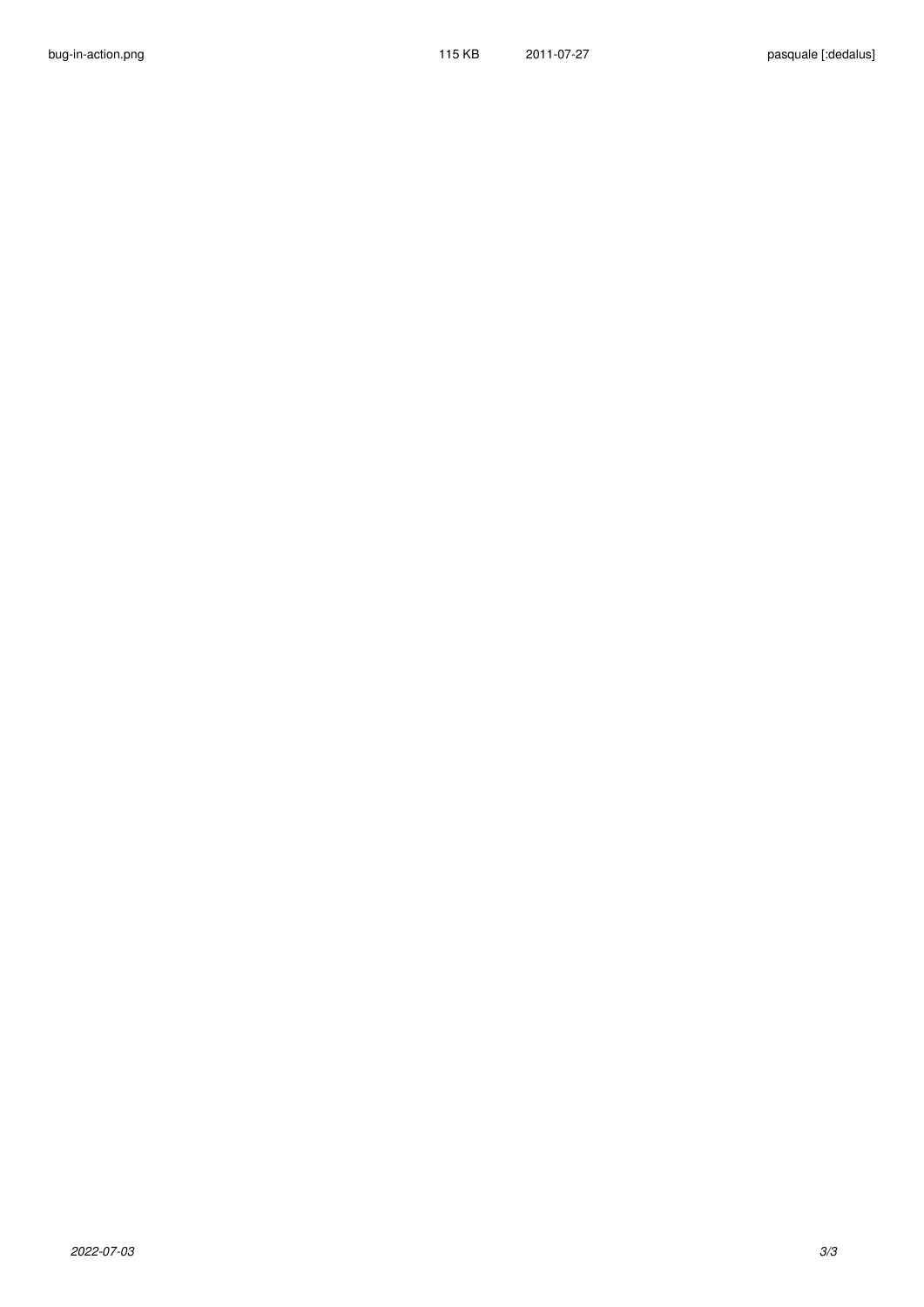| | | | |
|---|---|---|---|
| bug-in-action.png | 115 KB | 2011-07-27 | pasquale [:dedalus] |